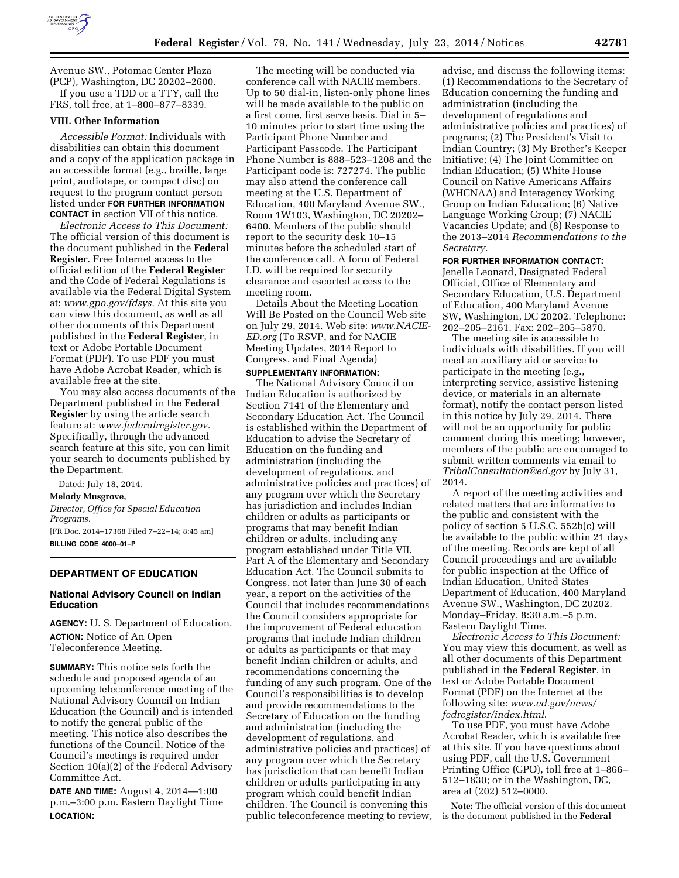Avenue SW., Potomac Center Plaza (PCP), Washington, DC 20202–2600.

If you use a TDD or a TTY, call the FRS, toll free, at 1–800–877–8339.

## VIII. Other Information

*Accessible Format:* Individuals with disabilities can obtain this document and a copy of the application package in an accessible format (e.g., braille, large print, audiotape, or compact disc) on request to the program contact person listed under **FOR FURTHER INFORMATION CONTACT** in section VII of this notice.

*Electronic Access to This Document:* The official version of this document is the document published in the **Federal Register**. Free Internet access to the official edition of the **Federal Register** and the Code of Federal Regulations is available via the Federal Digital System at: *www.gpo.gov/fdsys.* At this site you can view this document, as well as all other documents of this Department published in the **Federal Register**, in text or Adobe Portable Document Format (PDF). To use PDF you must have Adobe Acrobat Reader, which is available free at the site.

You may also access documents of the Department published in the **Federal Register** by using the article search feature at: *www.federalregister.gov.* Specifically, through the advanced search feature at this site, you can limit your search to documents published by the Department.

Dated: July 18, 2014.

**Melody Musgrove,**

*Director, Office for Special Education Programs.*

[FR Doc. 2014–17368 Filed 7–22–14; 8:45 am]

**BILLING CODE 4000–01–P**

# DEPARTMENT OF EDUCATION

## National Advisory Council on Indian Education

**AGENCY:** U. S. Department of Education.

**ACTION:** Notice of An Open Teleconference Meeting.

**SUMMARY:** This notice sets forth the schedule and proposed agenda of an upcoming teleconference meeting of the National Advisory Council on Indian Education (the Council) and is intended to notify the general public of the meeting. This notice also describes the functions of the Council. Notice of the Council's meetings is required under Section 10(a)(2) of the Federal Advisory Committee Act.

**DATE AND TIME:** August 4, 2014—1:00 p.m.–3:00 p.m. Eastern Daylight Time

**LOCATION:**

The meeting will be conducted via conference call with NACIE members. Up to 50 dial-in, listen-only phone lines will be made available to the public on a first come, first serve basis. Dial in 5–10 minutes prior to start time using the Participant Phone Number and Participant Passcode. The Participant Phone Number is 888–523–1208 and the Participant code is: 727274. The public may also attend the conference call meeting at the U.S. Department of Education, 400 Maryland Avenue SW., Room 1W103, Washington, DC 20202–6400. Members of the public should report to the security desk 10–15 minutes before the scheduled start of the conference call. A form of Federal I.D. will be required for security clearance and escorted access to the meeting room.

Details About the Meeting Location Will Be Posted on the Council Web site on July 29, 2014. Web site: *www.NACIE-ED.org* (To RSVP, and for NACIE Meeting Updates, 2014 Report to Congress, and Final Agenda)

**SUPPLEMENTARY INFORMATION:**

The National Advisory Council on Indian Education is authorized by Section 7141 of the Elementary and Secondary Education Act. The Council is established within the Department of Education to advise the Secretary of Education on the funding and administration (including the development of regulations, and administrative policies and practices) of any program over which the Secretary has jurisdiction and includes Indian children or adults as participants or programs that may benefit Indian children or adults, including any program established under Title VII, Part A of the Elementary and Secondary Education Act. The Council submits to Congress, not later than June 30 of each year, a report on the activities of the Council that includes recommendations the Council considers appropriate for the improvement of Federal education programs that include Indian children or adults as participants or that may benefit Indian children or adults, and recommendations concerning the funding of any such program. One of the Council's responsibilities is to develop and provide recommendations to the Secretary of Education on the funding and administration (including the development of regulations, and administrative policies and practices) of any program over which the Secretary has jurisdiction that can benefit Indian children or adults participating in any program which could benefit Indian children. The Council is convening this public teleconference meeting to review, advise, and discuss the following items: (1) Recommendations to the Secretary of Education concerning the funding and administration (including the development of regulations and administrative policies and practices) of programs; (2) The President's Visit to Indian Country; (3) My Brother's Keeper Initiative; (4) The Joint Committee on Indian Education; (5) White House Council on Native Americans Affairs (WHCNAA) and Interagency Working Group on Indian Education; (6) Native Language Working Group; (7) NACIE Vacancies Update; and (8) Response to the 2013–2014 *Recommendations to the Secretary.*

**FOR FURTHER INFORMATION CONTACT:** Jenelle Leonard, Designated Federal Official, Office of Elementary and Secondary Education, U.S. Department of Education, 400 Maryland Avenue SW, Washington, DC 20202. Telephone: 202–205–2161. Fax: 202–205–5870.

The meeting site is accessible to individuals with disabilities. If you will need an auxiliary aid or service to participate in the meeting (e.g., interpreting service, assistive listening device, or materials in an alternate format), notify the contact person listed in this notice by July 29, 2014. There will not be an opportunity for public comment during this meeting; however, members of the public are encouraged to submit written comments via email to *TribalConsultation@ed.gov* by July 31, 2014.

A report of the meeting activities and related matters that are informative to the public and consistent with the policy of section 5 U.S.C. 552b(c) will be available to the public within 21 days of the meeting. Records are kept of all Council proceedings and are available for public inspection at the Office of Indian Education, United States Department of Education, 400 Maryland Avenue SW., Washington, DC 20202. Monday–Friday, 8:30 a.m.–5 p.m. Eastern Daylight Time.

*Electronic Access to This Document:* You may view this document, as well as all other documents of this Department published in the **Federal Register**, in text or Adobe Portable Document Format (PDF) on the Internet at the following site: *www.ed.gov/news/fedregister/index.html*.

To use PDF, you must have Adobe Acrobat Reader, which is available free at this site. If you have questions about using PDF, call the U.S. Government Printing Office (GPO), toll free at 1–866–512–1830; or in the Washington, DC, area at (202) 512–0000.

**Note:** The official version of this document is the document published in the **Federal**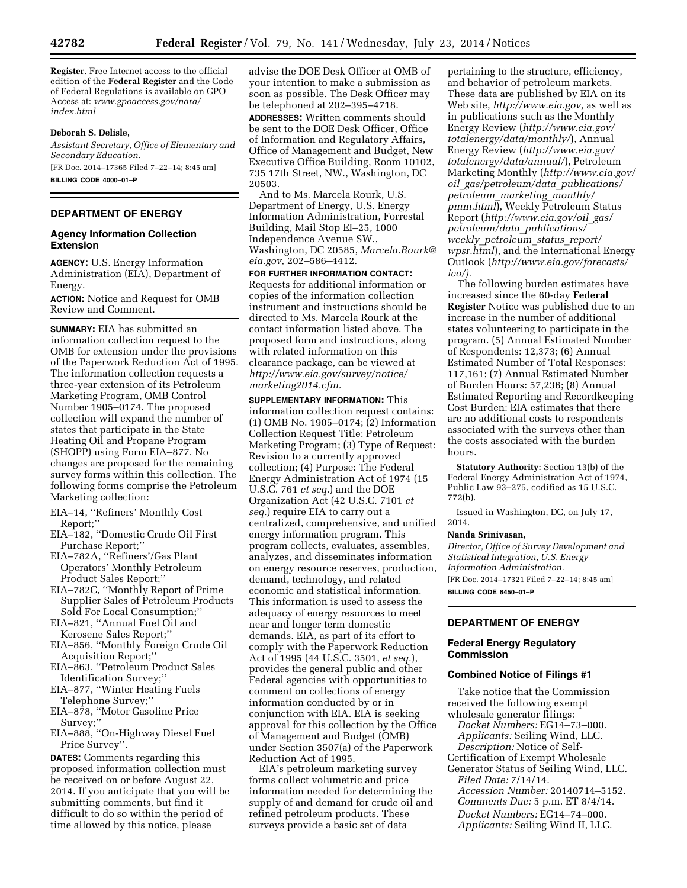**Register**. Free Internet access to the official edition of the **Federal Register** and the Code of Federal Regulations is available on GPO Access at: *www.gpoaccess.gov/nara/index.html*

**Deborah S. Delisle,**

*Assistant Secretary, Office of Elementary and Secondary Education.*

[FR Doc. 2014–17365 Filed 7–22–14; 8:45 am]

**BILLING CODE 4000–01–P**

## DEPARTMENT OF ENERGY

### Agency Information Collection Extension

**AGENCY:** U.S. Energy Information Administration (EIA), Department of Energy.

**ACTION:** Notice and Request for OMB Review and Comment.

**SUMMARY:** EIA has submitted an information collection request to the OMB for extension under the provisions of the Paperwork Reduction Act of 1995. The information collection requests a three-year extension of its Petroleum Marketing Program, OMB Control Number 1905–0174. The proposed collection will expand the number of states that participate in the State Heating Oil and Propane Program (SHOPP) using Form EIA–877. No changes are proposed for the remaining survey forms within this collection. The following forms comprise the Petroleum Marketing collection:

- EIA–14, ''Refiners' Monthly Cost Report;''
- EIA–182, ''Domestic Crude Oil First Purchase Report;''
- EIA–782A, ''Refiners'/Gas Plant Operators' Monthly Petroleum Product Sales Report;''
- EIA–782C, ''Monthly Report of Prime Supplier Sales of Petroleum Products Sold For Local Consumption;''
- EIA–821, ''Annual Fuel Oil and Kerosene Sales Report;''
- EIA–856, ''Monthly Foreign Crude Oil Acquisition Report;''
- EIA–863, ''Petroleum Product Sales Identification Survey;''
- EIA–877, ''Winter Heating Fuels Telephone Survey;''
- EIA–878, ''Motor Gasoline Price Survey;''
- EIA–888, ''On-Highway Diesel Fuel Price Survey''.

**DATES:** Comments regarding this proposed information collection must be received on or before August 22, 2014. If you anticipate that you will be submitting comments, but find it difficult to do so within the period of time allowed by this notice, please advise the DOE Desk Officer at OMB of your intention to make a submission as soon as possible. The Desk Officer may be telephoned at 202–395–4718.

**ADDRESSES:** Written comments should be sent to the DOE Desk Officer, Office of Information and Regulatory Affairs, Office of Management and Budget, New Executive Office Building, Room 10102, 735 17th Street, NW., Washington, DC 20503.

And to Ms. Marcela Rourk, U.S. Department of Energy, U.S. Energy Information Administration, Forrestal Building, Mail Stop EI–25, 1000 Independence Avenue SW., Washington, DC 20585, *Marcela.Rourk@eia.gov,* 202–586–4412.

**FOR FURTHER INFORMATION CONTACT:** Requests for additional information or copies of the information collection instrument and instructions should be directed to Ms. Marcela Rourk at the contact information listed above. The proposed form and instructions, along with related information on this clearance package, can be viewed at *http://www.eia.gov/survey/notice/marketing2014.cfm.*

**SUPPLEMENTARY INFORMATION:** This information collection request contains: (1) OMB No. 1905–0174; (2) Information Collection Request Title: Petroleum Marketing Program; (3) Type of Request: Revision to a currently approved collection; (4) Purpose: The Federal Energy Administration Act of 1974 (15 U.S.C. 761 *et seq.*) and the DOE Organization Act (42 U.S.C. 7101 *et seq.*) require EIA to carry out a centralized, comprehensive, and unified energy information program. This program collects, evaluates, assembles, analyzes, and disseminates information on energy resource reserves, production, demand, technology, and related economic and statistical information. This information is used to assess the adequacy of energy resources to meet near and longer term domestic demands. EIA, as part of its effort to comply with the Paperwork Reduction Act of 1995 (44 U.S.C. 3501, *et seq.*), provides the general public and other Federal agencies with opportunities to comment on collections of energy information conducted by or in conjunction with EIA. EIA is seeking approval for this collection by the Office of Management and Budget (OMB) under Section 3507(a) of the Paperwork Reduction Act of 1995.

EIA's petroleum marketing survey forms collect volumetric and price information needed for determining the supply of and demand for crude oil and refined petroleum products. These surveys provide a basic set of data pertaining to the structure, efficiency, and behavior of petroleum markets. These data are published by EIA on its Web site, *http://www.eia.gov,* as well as in publications such as the Monthly Energy Review (*http://www.eia.gov/totalenergy/data/monthly/*), Annual Energy Review (*http://www.eia.gov/totalenergy/data/annual/*), Petroleum Marketing Monthly (*http://www.eia.gov/oil_gas/petroleum/data_publications/petroleum_marketing_monthly/pmm.html*), Weekly Petroleum Status Report (*http://www.eia.gov/oil_gas/petroleum/data_publications/weekly_petroleum_status_report/wpsr.html*), and the International Energy Outlook (*http://www.eia.gov/forecasts/ieo/).*

The following burden estimates have increased since the 60-day **Federal Register** Notice was published due to an increase in the number of additional states volunteering to participate in the program. (5) Annual Estimated Number of Respondents: 12,373; (6) Annual Estimated Number of Total Responses: 117,161; (7) Annual Estimated Number of Burden Hours: 57,236; (8) Annual Estimated Reporting and Recordkeeping Cost Burden: EIA estimates that there are no additional costs to respondents associated with the surveys other than the costs associated with the burden hours.

**Statutory Authority:** Section 13(b) of the Federal Energy Administration Act of 1974, Public Law 93–275, codified as 15 U.S.C. 772(b).

Issued in Washington, DC, on July 17, 2014.

**Nanda Srinivasan,**

*Director, Office of Survey Development and Statistical Integration, U.S. Energy Information Administration.*

[FR Doc. 2014–17321 Filed 7–22–14; 8:45 am]

**BILLING CODE 6450–01–P**

## DEPARTMENT OF ENERGY

### Federal Energy Regulatory Commission

### Combined Notice of Filings #1

Take notice that the Commission received the following exempt wholesale generator filings:

*Docket Numbers:* EG14–73–000.
*Applicants:* Seiling Wind, LLC.
*Description:* Notice of Self-Certification of Exempt Wholesale Generator Status of Seiling Wind, LLC.
*Filed Date:* 7/14/14.
*Accession Number:* 20140714–5152.
*Comments Due:* 5 p.m. ET 8/4/14.

*Docket Numbers:* EG14–74–000.
*Applicants:* Seiling Wind II, LLC.